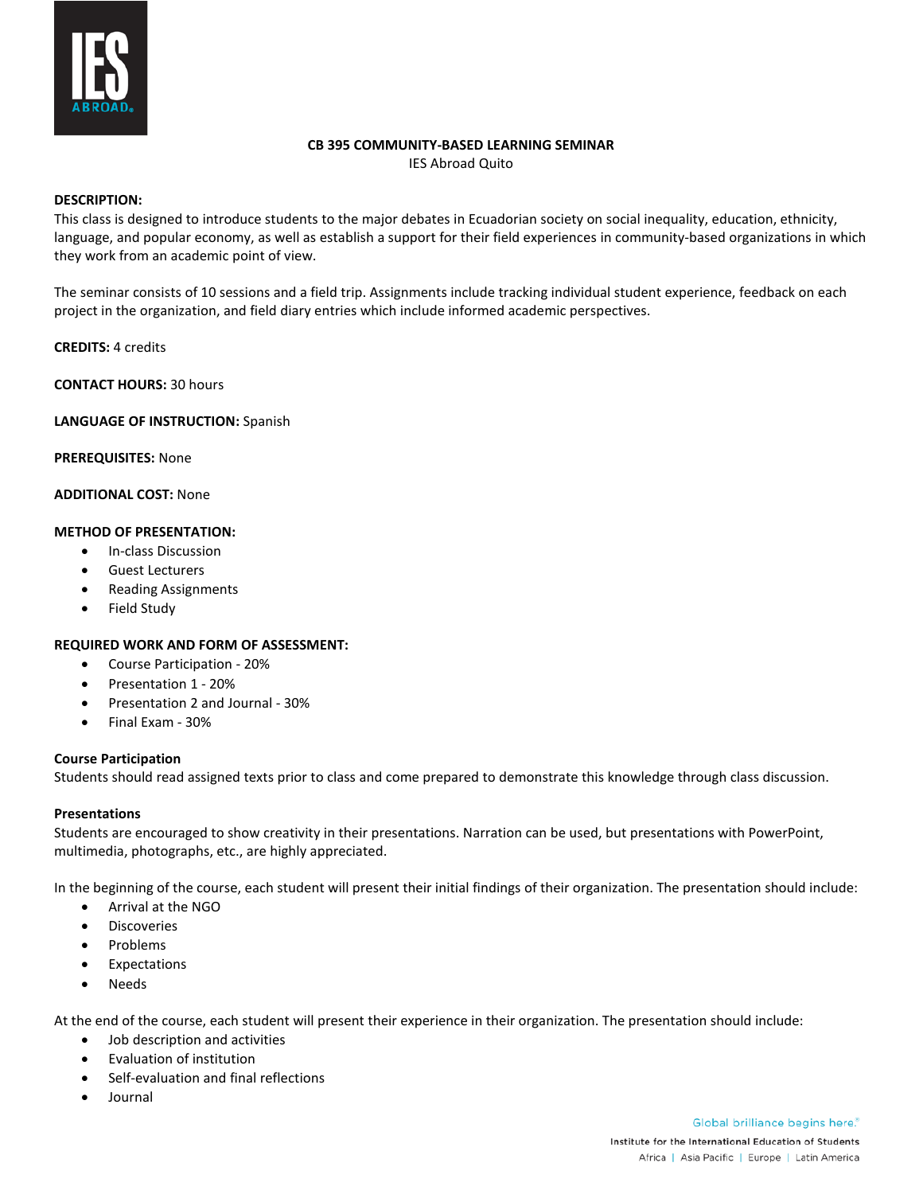# CB 395 COMMUNITY-BASED LEARNING SEMINAR

IES Abroad Quito

**DESCRIPTION:**
This class is designed to introduce students to the major debates in Ecuadorian society on social inequality, education, ethnicity, language, and popular economy, as well as establish a support for their field experiences in community-based organizations in which they work from an academic point of view.

The seminar consists of 10 sessions and a field trip. Assignments include tracking individual student experience, feedback on each project in the organization, and field diary entries which include informed academic perspectives.

**CREDITS:** 4 credits

**CONTACT HOURS:** 30 hours

**LANGUAGE OF INSTRUCTION:** Spanish

**PREREQUISITES:** None

**ADDITIONAL COST:** None

**METHOD OF PRESENTATION:**

- In-class Discussion
- Guest Lecturers
- Reading Assignments
- Field Study

**REQUIRED WORK AND FORM OF ASSESSMENT:**

- Course Participation - 20%
- Presentation 1 - 20%
- Presentation 2 and Journal - 30%
- Final Exam - 30%

**Course Participation**
Students should read assigned texts prior to class and come prepared to demonstrate this knowledge through class discussion.

**Presentations**
Students are encouraged to show creativity in their presentations. Narration can be used, but presentations with PowerPoint, multimedia, photographs, etc., are highly appreciated.

In the beginning of the course, each student will present their initial findings of their organization. The presentation should include:

- Arrival at the NGO
- Discoveries
- Problems
- Expectations
- Needs

At the end of the course, each student will present their experience in their organization. The presentation should include:

- Job description and activities
- Evaluation of institution
- Self-evaluation and final reflections
- Journal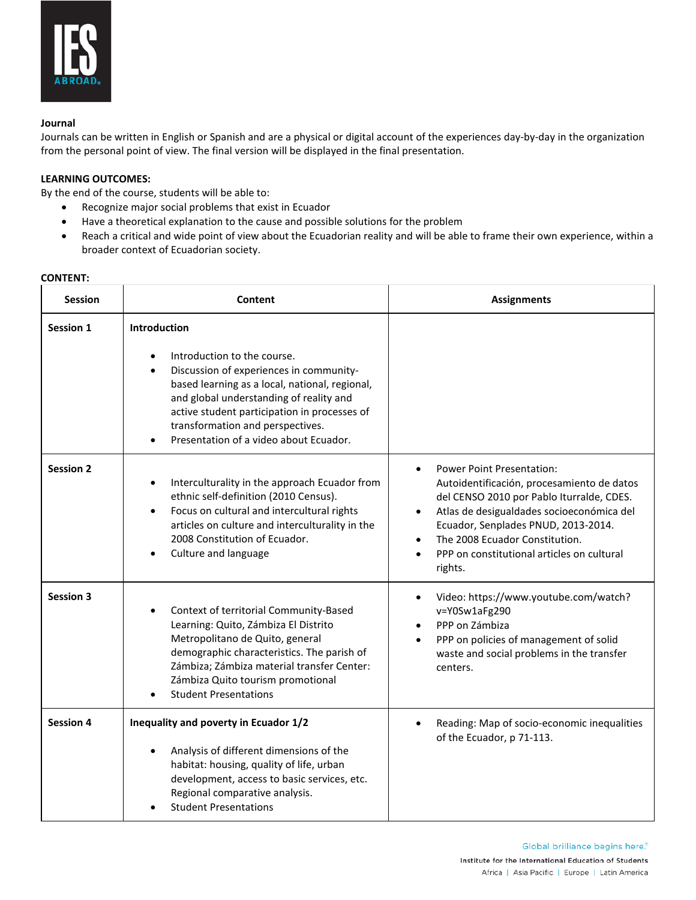**Journal**

Journals can be written in English or Spanish and are a physical or digital account of the experiences day-by-day in the organization from the personal point of view. The final version will be displayed in the final presentation.

**LEARNING OUTCOMES:**

By the end of the course, students will be able to:

- Recognize major social problems that exist in Ecuador
- Have a theoretical explanation to the cause and possible solutions for the problem
- Reach a critical and wide point of view about the Ecuadorian reality and will be able to frame their own experience, within a broader context of Ecuadorian society.

**CONTENT:**

| Session | Content | Assignments |
| --- | --- | --- |
| **Session 1** | **Introduction**<br>• Introduction to the course.<br>• Discussion of experiences in community-based learning as a local, national, regional, and global understanding of reality and active student participation in processes of transformation and perspectives.<br>• Presentation of a video about Ecuador. | |
| **Session 2** | • Interculturality in the approach Ecuador from ethnic self-definition (2010 Census).<br>• Focus on cultural and intercultural rights articles on culture and interculturality in the 2008 Constitution of Ecuador.<br>• Culture and language | • Power Point Presentation: Autoidentificación, procesamiento de datos del CENSO 2010 por Pablo Iturralde, CDES.<br>• Atlas de desigualdades socioeconómica del Ecuador, Senplades PNUD, 2013-2014.<br>• The 2008 Ecuador Constitution.<br>• PPP on constitutional articles on cultural rights. |
| **Session 3** | • Context of territorial Community-Based Learning: Quito, Zámbiza El Distrito Metropolitano de Quito, general demographic characteristics. The parish of Zámbiza; Zámbiza material transfer Center: Zámbiza Quito tourism promotional<br>• Student Presentations | • Video: https://www.youtube.com/watch?v=Y0Sw1aFg290<br>• PPP on Zámbiza<br>• PPP on policies of management of solid waste and social problems in the transfer centers. |
| **Session 4** | **Inequality and poverty in Ecuador 1/2**<br>• Analysis of different dimensions of the habitat: housing, quality of life, urban development, access to basic services, etc. Regional comparative analysis.<br>• Student Presentations | • Reading: Map of socio-economic inequalities of the Ecuador, p 71-113. |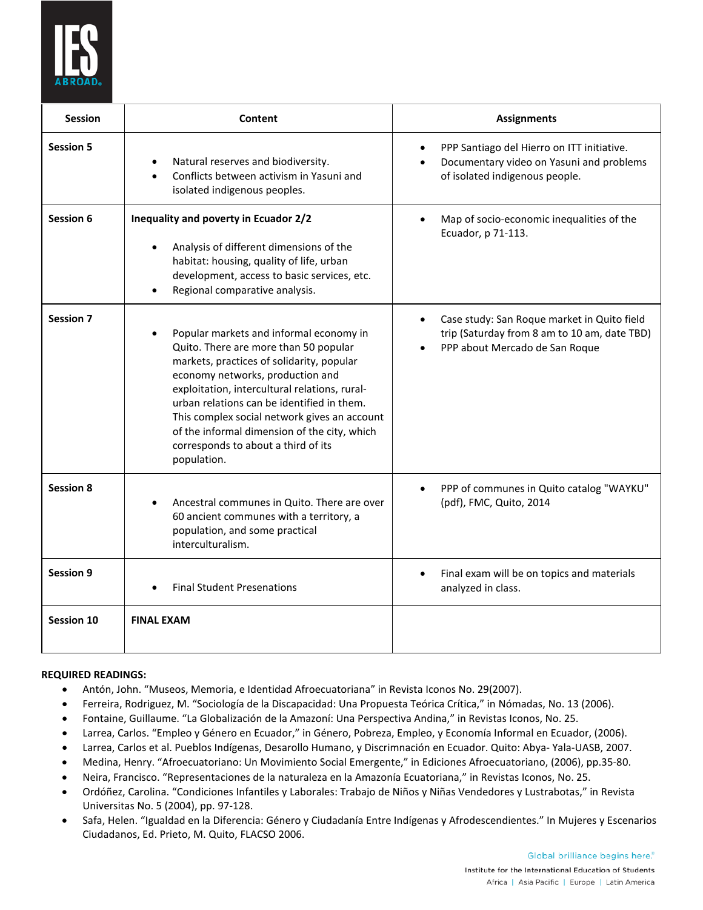| Session | Content | Assignments |
|---|---|---|
| **Session 5** | • Natural reserves and biodiversity.<br>• Conflicts between activism in Yasuni and isolated indigenous peoples. | • PPP Santiago del Hierro on ITT initiative.<br>• Documentary video on Yasuni and problems of isolated indigenous people. |
| **Session 6** | **Inequality and poverty in Ecuador 2/2**<br><br>• Analysis of different dimensions of the habitat: housing, quality of life, urban development, access to basic services, etc.<br>• Regional comparative analysis. | • Map of socio-economic inequalities of the Ecuador, p 71-113. |
| **Session 7** | • Popular markets and informal economy in Quito. There are more than 50 popular markets, practices of solidarity, popular economy networks, production and exploitation, intercultural relations, rural-urban relations can be identified in them. This complex social network gives an account of the informal dimension of the city, which corresponds to about a third of its population. | • Case study: San Roque market in Quito field trip (Saturday from 8 am to 10 am, date TBD)<br>• PPP about Mercado de San Roque |
| **Session 8** | • Ancestral communes in Quito. There are over 60 ancient communes with a territory, a population, and some practical interculturalism. | • PPP of communes in Quito catalog "WAYKU" (pdf), FMC, Quito, 2014 |
| **Session 9** | • Final Student Presenations | • Final exam will be on topics and materials analyzed in class. |
| **Session 10** | **FINAL EXAM** | |

**REQUIRED READINGS:**

- Antón, John. "Museos, Memoria, e Identidad Afroecuatoriana" in Revista Iconos No. 29(2007).
- Ferreira, Rodriguez, M. "Sociología de la Discapacidad: Una Propuesta Teórica Crítica," in Nómadas, No. 13 (2006).
- Fontaine, Guillaume. "La Globalización de la Amazoní: Una Perspectiva Andina," in Revistas Iconos, No. 25.
- Larrea, Carlos. "Empleo y Género en Ecuador," in Género, Pobreza, Empleo, y Economía Informal en Ecuador, (2006).
- Larrea, Carlos et al. Pueblos Indígenas, Desarollo Humano, y Discrimnación en Ecuador. Quito: Abya- Yala-UASB, 2007.
- Medina, Henry. "Afroecuatoriano: Un Movimiento Social Emergente," in Ediciones Afroecuatoriano, (2006), pp.35-80.
- Neira, Francisco. "Representaciones de la naturaleza en la Amazonía Ecuatoriana," in Revistas Iconos, No. 25.
- Ordóñez, Carolina. "Condiciones Infantiles y Laborales: Trabajo de Niños y Niñas Vendedores y Lustrabotas," in Revista Universitas No. 5 (2004), pp. 97-128.
- Safa, Helen. "Igualdad en la Diferencia: Género y Ciudadanía Entre Indígenas y Afrodescendientes." In Mujeres y Escenarios Ciudadanos, Ed. Prieto, M. Quito, FLACSO 2006.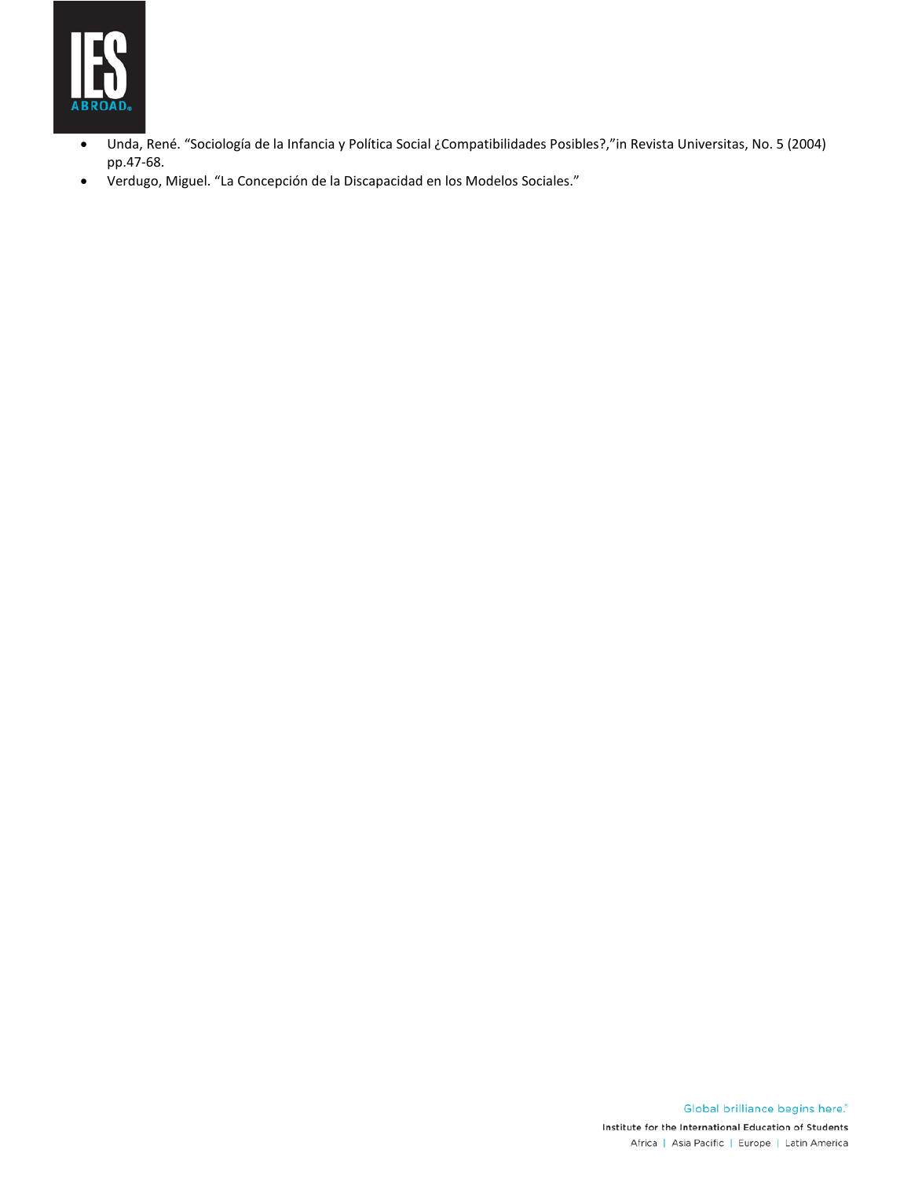- Unda, René. “Sociología de la Infancia y Política Social ¿Compatibilidades Posibles?,”in Revista Universitas, No. 5 (2004) pp.47-68.
- Verdugo, Miguel. “La Concepción de la Discapacidad en los Modelos Sociales.”